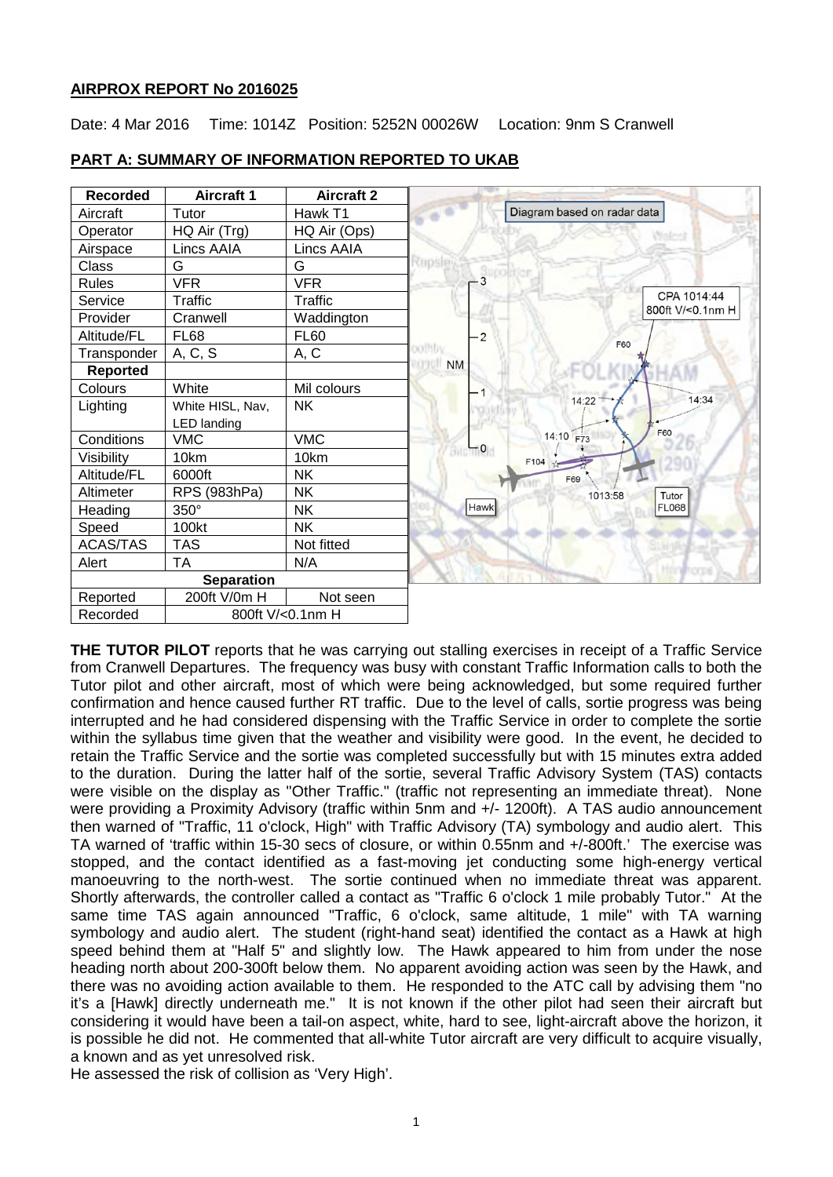## AIRPROX REPORT No 2016025

Date: 4 Mar 2016 Time: 1014Z Position: 5252N 00026W Location: 9nm S Cranwell

## PART A: SUMMARY OF INFORMATION REPORTED TO UKAB

| Recorded | Aircraft 1 | Aircraft 2 |
|---|---|---|
| Aircraft | Tutor | Hawk T1 |
| Operator | HQ Air (Trg) | HQ Air (Ops) |
| Airspace | Lincs AAIA | Lincs AAIA |
| Class | G | G |
| Rules | VFR | VFR |
| Service | Traffic | Traffic |
| Provider | Cranwell | Waddington |
| Altitude/FL | FL68 | FL60 |
| Transponder | A, C, S | A, C |
| **Reported** | | |
| Colours | White | Mil colours |
| Lighting | White HISL, Nav, LED landing | NK |
| Conditions | VMC | VMC |
| Visibility | 10km | 10km |
| Altitude/FL | 6000ft | NK |
| Altimeter | RPS (983hPa) | NK |
| Heading | 350° | NK |
| Speed | 100kt | NK |
| ACAS/TAS | TAS | Not fitted |
| Alert | TA | N/A |
| **Separation** | | |
| Reported | 200ft V/0m H | Not seen |
| Recorded | 800ft V/<0.1nm H | |

Diagram based on radar data

CPA 1014:44 800ft V/<0.1nm H

**THE TUTOR PILOT** reports that he was carrying out stalling exercises in receipt of a Traffic Service from Cranwell Departures. The frequency was busy with constant Traffic Information calls to both the Tutor pilot and other aircraft, most of which were being acknowledged, but some required further confirmation and hence caused further RT traffic. Due to the level of calls, sortie progress was being interrupted and he had considered dispensing with the Traffic Service in order to complete the sortie within the syllabus time given that the weather and visibility were good. In the event, he decided to retain the Traffic Service and the sortie was completed successfully but with 15 minutes extra added to the duration. During the latter half of the sortie, several Traffic Advisory System (TAS) contacts were visible on the display as "Other Traffic." (traffic not representing an immediate threat). None were providing a Proximity Advisory (traffic within 5nm and +/- 1200ft). A TAS audio announcement then warned of "Traffic, 11 o'clock, High" with Traffic Advisory (TA) symbology and audio alert. This TA warned of 'traffic within 15-30 secs of closure, or within 0.55nm and +/-800ft.' The exercise was stopped, and the contact identified as a fast-moving jet conducting some high-energy vertical manoeuvring to the north-west. The sortie continued when no immediate threat was apparent. Shortly afterwards, the controller called a contact as "Traffic 6 o'clock 1 mile probably Tutor." At the same time TAS again announced "Traffic, 6 o'clock, same altitude, 1 mile" with TA warning symbology and audio alert. The student (right-hand seat) identified the contact as a Hawk at high speed behind them at "Half 5" and slightly low. The Hawk appeared to him from under the nose heading north about 200-300ft below them. No apparent avoiding action was seen by the Hawk, and there was no avoiding action available to them. He responded to the ATC call by advising them "no it's a [Hawk] directly underneath me." It is not known if the other pilot had seen their aircraft but considering it would have been a tail-on aspect, white, hard to see, light-aircraft above the horizon, it is possible he did not. He commented that all-white Tutor aircraft are very difficult to acquire visually, a known and as yet unresolved risk.

He assessed the risk of collision as 'Very High'.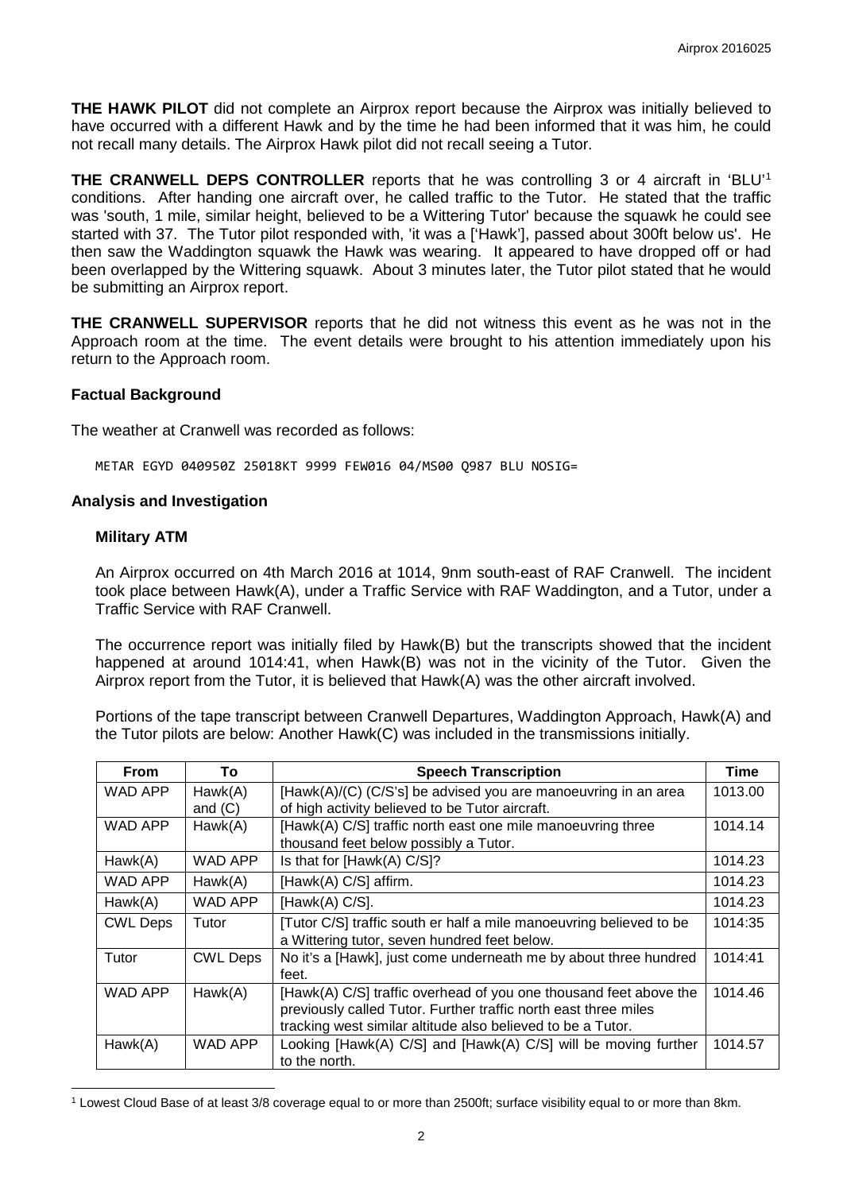**THE HAWK PILOT** did not complete an Airprox report because the Airprox was initially believed to have occurred with a different Hawk and by the time he had been informed that it was him, he could not recall many details. The Airprox Hawk pilot did not recall seeing a Tutor.

**THE CRANWELL DEPS CONTROLLER** reports that he was controlling 3 or 4 aircraft in 'BLU'[1] conditions. After handing one aircraft over, he called traffic to the Tutor. He stated that the traffic was 'south, 1 mile, similar height, believed to be a Wittering Tutor' because the squawk he could see started with 37. The Tutor pilot responded with, 'it was a ['Hawk'], passed about 300ft below us'. He then saw the Waddington squawk the Hawk was wearing. It appeared to have dropped off or had been overlapped by the Wittering squawk. About 3 minutes later, the Tutor pilot stated that he would be submitting an Airprox report.

**THE CRANWELL SUPERVISOR** reports that he did not witness this event as he was not in the Approach room at the time. The event details were brought to his attention immediately upon his return to the Approach room.

## Factual Background

The weather at Cranwell was recorded as follows:

```
METAR EGYD 040950Z 25018KT 9999 FEW016 04/MS00 Q987 BLU NOSIG=
```

## Analysis and Investigation

### Military ATM

An Airprox occurred on 4th March 2016 at 1014, 9nm south-east of RAF Cranwell. The incident took place between Hawk(A), under a Traffic Service with RAF Waddington, and a Tutor, under a Traffic Service with RAF Cranwell.

The occurrence report was initially filed by Hawk(B) but the transcripts showed that the incident happened at around 1014:41, when Hawk(B) was not in the vicinity of the Tutor. Given the Airprox report from the Tutor, it is believed that Hawk(A) was the other aircraft involved.

Portions of the tape transcript between Cranwell Departures, Waddington Approach, Hawk(A) and the Tutor pilots are below: Another Hawk(C) was included in the transmissions initially.

| From | To | Speech Transcription | Time |
|---|---|---|---|
| WAD APP | Hawk(A) and (C) | [Hawk(A)/(C) (C/S's] be advised you are manoeuvring in an area of high activity believed to be Tutor aircraft. | 1013.00 |
| WAD APP | Hawk(A) | [Hawk(A) C/S] traffic north east one mile manoeuvring three thousand feet below possibly a Tutor. | 1014.14 |
| Hawk(A) | WAD APP | Is that for [Hawk(A) C/S]? | 1014.23 |
| WAD APP | Hawk(A) | [Hawk(A) C/S] affirm. | 1014.23 |
| Hawk(A) | WAD APP | [Hawk(A) C/S]. | 1014.23 |
| CWL Deps | Tutor | [Tutor C/S] traffic south er half a mile manoeuvring believed to be a Wittering tutor, seven hundred feet below. | 1014:35 |
| Tutor | CWL Deps | No it's a [Hawk], just come underneath me by about three hundred feet. | 1014:41 |
| WAD APP | Hawk(A) | [Hawk(A) C/S] traffic overhead of you one thousand feet above the previously called Tutor. Further traffic north east three miles tracking west similar altitude also believed to be a Tutor. | 1014.46 |
| Hawk(A) | WAD APP | Looking [Hawk(A) C/S] and [Hawk(A) C/S] will be moving further to the north. | 1014.57 |

[1] Lowest Cloud Base of at least 3/8 coverage equal to or more than 2500ft; surface visibility equal to or more than 8km.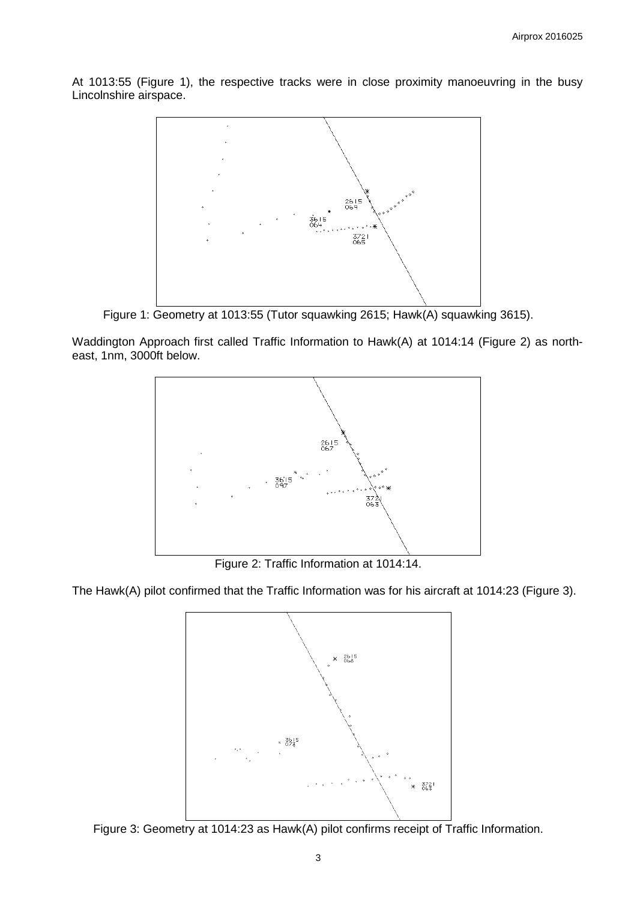At 1013:55 (Figure 1), the respective tracks were in close proximity manoeuvring in the busy Lincolnshire airspace.

Figure 1: Geometry at 1013:55 (Tutor squawking 2615; Hawk(A) squawking 3615).

Waddington Approach first called Traffic Information to Hawk(A) at 1014:14 (Figure 2) as north-east, 1nm, 3000ft below.

Figure 2: Traffic Information at 1014:14.

The Hawk(A) pilot confirmed that the Traffic Information was for his aircraft at 1014:23 (Figure 3).

Figure 3: Geometry at 1014:23 as Hawk(A) pilot confirms receipt of Traffic Information.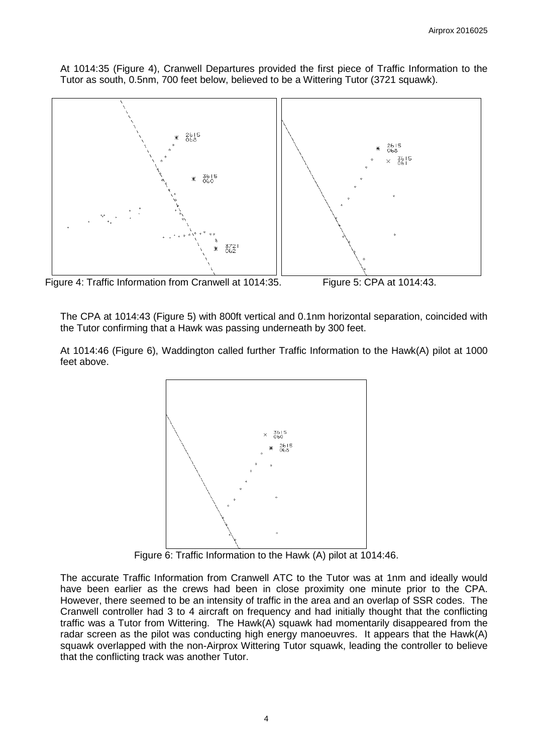At 1014:35 (Figure 4), Cranwell Departures provided the first piece of Traffic Information to the Tutor as south, 0.5nm, 700 feet below, believed to be a Wittering Tutor (3721 squawk).

Figure 4: Traffic Information from Cranwell at 1014:35.

Figure 5: CPA at 1014:43.

The CPA at 1014:43 (Figure 5) with 800ft vertical and 0.1nm horizontal separation, coincided with the Tutor confirming that a Hawk was passing underneath by 300 feet.

At 1014:46 (Figure 6), Waddington called further Traffic Information to the Hawk(A) pilot at 1000 feet above.

Figure 6: Traffic Information to the Hawk (A) pilot at 1014:46.

The accurate Traffic Information from Cranwell ATC to the Tutor was at 1nm and ideally would have been earlier as the crews had been in close proximity one minute prior to the CPA. However, there seemed to be an intensity of traffic in the area and an overlap of SSR codes. The Cranwell controller had 3 to 4 aircraft on frequency and had initially thought that the conflicting traffic was a Tutor from Wittering. The Hawk(A) squawk had momentarily disappeared from the radar screen as the pilot was conducting high energy manoeuvres. It appears that the Hawk(A) squawk overlapped with the non-Airprox Wittering Tutor squawk, leading the controller to believe that the conflicting track was another Tutor.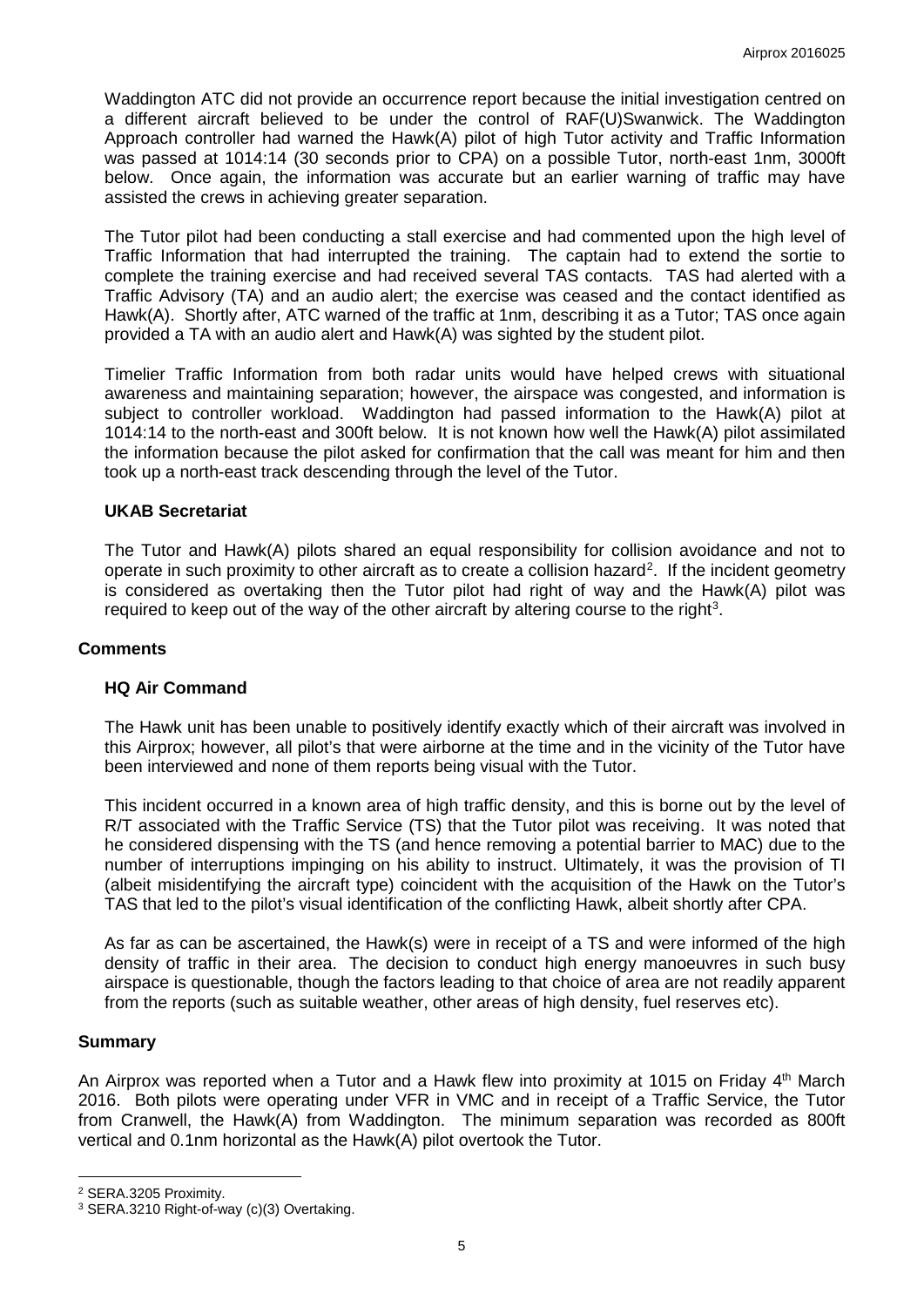Waddington ATC did not provide an occurrence report because the initial investigation centred on a different aircraft believed to be under the control of RAF(U)Swanwick. The Waddington Approach controller had warned the Hawk(A) pilot of high Tutor activity and Traffic Information was passed at 1014:14 (30 seconds prior to CPA) on a possible Tutor, north-east 1nm, 3000ft below. Once again, the information was accurate but an earlier warning of traffic may have assisted the crews in achieving greater separation.

The Tutor pilot had been conducting a stall exercise and had commented upon the high level of Traffic Information that had interrupted the training. The captain had to extend the sortie to complete the training exercise and had received several TAS contacts. TAS had alerted with a Traffic Advisory (TA) and an audio alert; the exercise was ceased and the contact identified as Hawk(A). Shortly after, ATC warned of the traffic at 1nm, describing it as a Tutor; TAS once again provided a TA with an audio alert and Hawk(A) was sighted by the student pilot.

Timelier Traffic Information from both radar units would have helped crews with situational awareness and maintaining separation; however, the airspace was congested, and information is subject to controller workload. Waddington had passed information to the Hawk(A) pilot at 1014:14 to the north-east and 300ft below. It is not known how well the Hawk(A) pilot assimilated the information because the pilot asked for confirmation that the call was meant for him and then took up a north-east track descending through the level of the Tutor.

### UKAB Secretariat

The Tutor and Hawk(A) pilots shared an equal responsibility for collision avoidance and not to operate in such proximity to other aircraft as to create a collision hazard[2]. If the incident geometry is considered as overtaking then the Tutor pilot had right of way and the Hawk(A) pilot was required to keep out of the way of the other aircraft by altering course to the right[3].

## Comments

### HQ Air Command

The Hawk unit has been unable to positively identify exactly which of their aircraft was involved in this Airprox; however, all pilot's that were airborne at the time and in the vicinity of the Tutor have been interviewed and none of them reports being visual with the Tutor.

This incident occurred in a known area of high traffic density, and this is borne out by the level of R/T associated with the Traffic Service (TS) that the Tutor pilot was receiving. It was noted that he considered dispensing with the TS (and hence removing a potential barrier to MAC) due to the number of interruptions impinging on his ability to instruct. Ultimately, it was the provision of TI (albeit misidentifying the aircraft type) coincident with the acquisition of the Hawk on the Tutor's TAS that led to the pilot's visual identification of the conflicting Hawk, albeit shortly after CPA.

As far as can be ascertained, the Hawk(s) were in receipt of a TS and were informed of the high density of traffic in their area. The decision to conduct high energy manoeuvres in such busy airspace is questionable, though the factors leading to that choice of area are not readily apparent from the reports (such as suitable weather, other areas of high density, fuel reserves etc).

## Summary

An Airprox was reported when a Tutor and a Hawk flew into proximity at 1015 on Friday 4th March 2016. Both pilots were operating under VFR in VMC and in receipt of a Traffic Service, the Tutor from Cranwell, the Hawk(A) from Waddington. The minimum separation was recorded as 800ft vertical and 0.1nm horizontal as the Hawk(A) pilot overtook the Tutor.

---

[2] SERA.3205 Proximity.

[3] SERA.3210 Right-of-way (c)(3) Overtaking.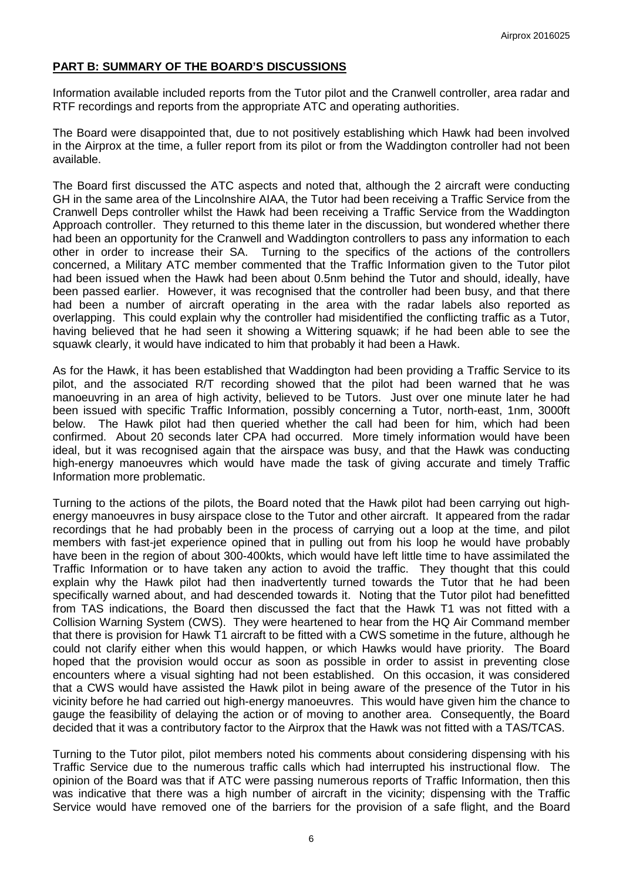## PART B: SUMMARY OF THE BOARD'S DISCUSSIONS

Information available included reports from the Tutor pilot and the Cranwell controller, area radar and RTF recordings and reports from the appropriate ATC and operating authorities.

The Board were disappointed that, due to not positively establishing which Hawk had been involved in the Airprox at the time, a fuller report from its pilot or from the Waddington controller had not been available.

The Board first discussed the ATC aspects and noted that, although the 2 aircraft were conducting GH in the same area of the Lincolnshire AIAA, the Tutor had been receiving a Traffic Service from the Cranwell Deps controller whilst the Hawk had been receiving a Traffic Service from the Waddington Approach controller. They returned to this theme later in the discussion, but wondered whether there had been an opportunity for the Cranwell and Waddington controllers to pass any information to each other in order to increase their SA. Turning to the specifics of the actions of the controllers concerned, a Military ATC member commented that the Traffic Information given to the Tutor pilot had been issued when the Hawk had been about 0.5nm behind the Tutor and should, ideally, have been passed earlier. However, it was recognised that the controller had been busy, and that there had been a number of aircraft operating in the area with the radar labels also reported as overlapping. This could explain why the controller had misidentified the conflicting traffic as a Tutor, having believed that he had seen it showing a Wittering squawk; if he had been able to see the squawk clearly, it would have indicated to him that probably it had been a Hawk.

As for the Hawk, it has been established that Waddington had been providing a Traffic Service to its pilot, and the associated R/T recording showed that the pilot had been warned that he was manoeuvring in an area of high activity, believed to be Tutors. Just over one minute later he had been issued with specific Traffic Information, possibly concerning a Tutor, north-east, 1nm, 3000ft below. The Hawk pilot had then queried whether the call had been for him, which had been confirmed. About 20 seconds later CPA had occurred. More timely information would have been ideal, but it was recognised again that the airspace was busy, and that the Hawk was conducting high-energy manoeuvres which would have made the task of giving accurate and timely Traffic Information more problematic.

Turning to the actions of the pilots, the Board noted that the Hawk pilot had been carrying out high-energy manoeuvres in busy airspace close to the Tutor and other aircraft. It appeared from the radar recordings that he had probably been in the process of carrying out a loop at the time, and pilot members with fast-jet experience opined that in pulling out from his loop he would have probably have been in the region of about 300-400kts, which would have left little time to have assimilated the Traffic Information or to have taken any action to avoid the traffic. They thought that this could explain why the Hawk pilot had then inadvertently turned towards the Tutor that he had been specifically warned about, and had descended towards it. Noting that the Tutor pilot had benefitted from TAS indications, the Board then discussed the fact that the Hawk T1 was not fitted with a Collision Warning System (CWS). They were heartened to hear from the HQ Air Command member that there is provision for Hawk T1 aircraft to be fitted with a CWS sometime in the future, although he could not clarify either when this would happen, or which Hawks would have priority. The Board hoped that the provision would occur as soon as possible in order to assist in preventing close encounters where a visual sighting had not been established. On this occasion, it was considered that a CWS would have assisted the Hawk pilot in being aware of the presence of the Tutor in his vicinity before he had carried out high-energy manoeuvres. This would have given him the chance to gauge the feasibility of delaying the action or of moving to another area. Consequently, the Board decided that it was a contributory factor to the Airprox that the Hawk was not fitted with a TAS/TCAS.

Turning to the Tutor pilot, pilot members noted his comments about considering dispensing with his Traffic Service due to the numerous traffic calls which had interrupted his instructional flow. The opinion of the Board was that if ATC were passing numerous reports of Traffic Information, then this was indicative that there was a high number of aircraft in the vicinity; dispensing with the Traffic Service would have removed one of the barriers for the provision of a safe flight, and the Board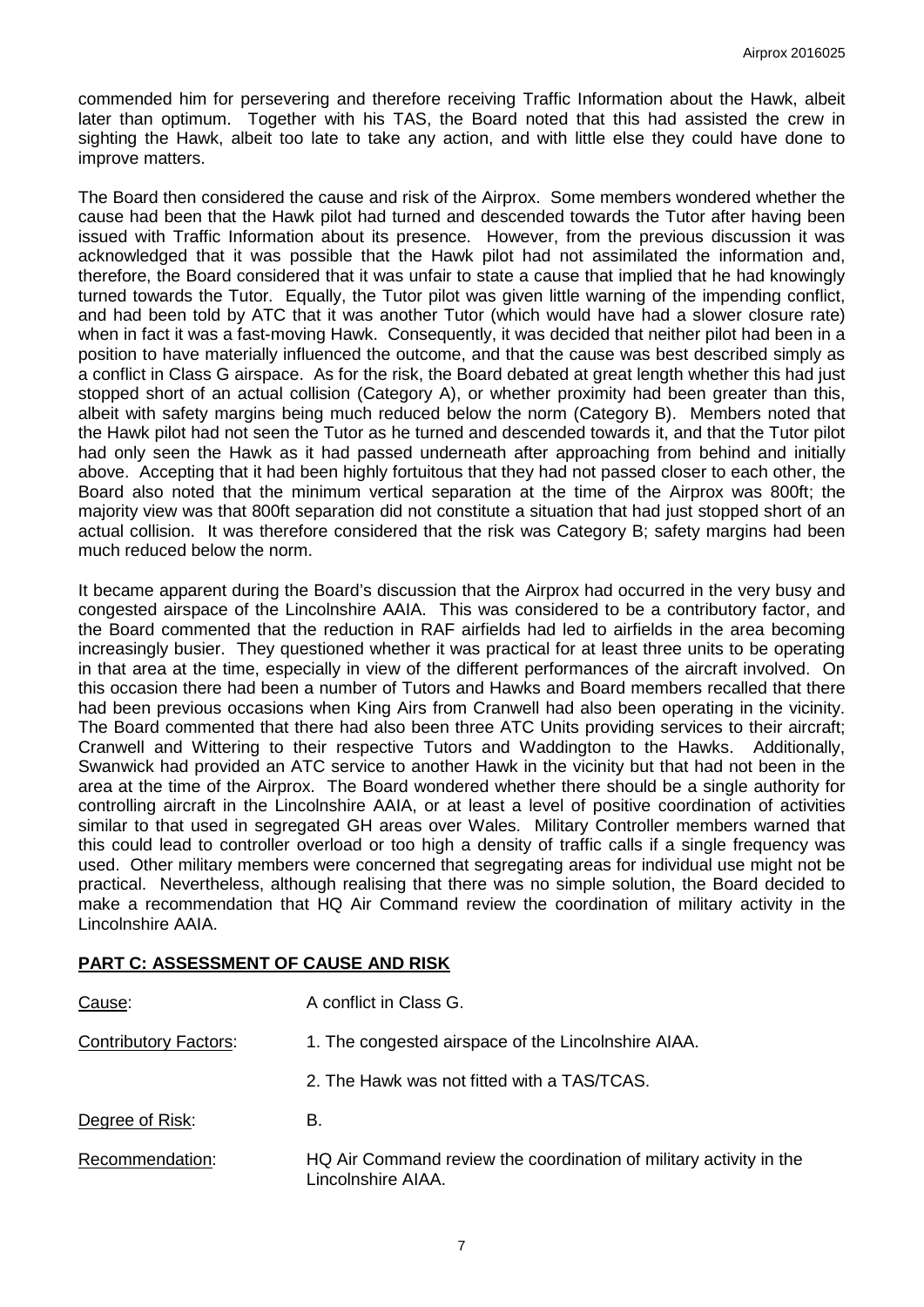commended him for persevering and therefore receiving Traffic Information about the Hawk, albeit later than optimum. Together with his TAS, the Board noted that this had assisted the crew in sighting the Hawk, albeit too late to take any action, and with little else they could have done to improve matters.

The Board then considered the cause and risk of the Airprox. Some members wondered whether the cause had been that the Hawk pilot had turned and descended towards the Tutor after having been issued with Traffic Information about its presence. However, from the previous discussion it was acknowledged that it was possible that the Hawk pilot had not assimilated the information and, therefore, the Board considered that it was unfair to state a cause that implied that he had knowingly turned towards the Tutor. Equally, the Tutor pilot was given little warning of the impending conflict, and had been told by ATC that it was another Tutor (which would have had a slower closure rate) when in fact it was a fast-moving Hawk. Consequently, it was decided that neither pilot had been in a position to have materially influenced the outcome, and that the cause was best described simply as a conflict in Class G airspace. As for the risk, the Board debated at great length whether this had just stopped short of an actual collision (Category A), or whether proximity had been greater than this, albeit with safety margins being much reduced below the norm (Category B). Members noted that the Hawk pilot had not seen the Tutor as he turned and descended towards it, and that the Tutor pilot had only seen the Hawk as it had passed underneath after approaching from behind and initially above. Accepting that it had been highly fortuitous that they had not passed closer to each other, the Board also noted that the minimum vertical separation at the time of the Airprox was 800ft; the majority view was that 800ft separation did not constitute a situation that had just stopped short of an actual collision. It was therefore considered that the risk was Category B; safety margins had been much reduced below the norm.

It became apparent during the Board's discussion that the Airprox had occurred in the very busy and congested airspace of the Lincolnshire AAIA. This was considered to be a contributory factor, and the Board commented that the reduction in RAF airfields had led to airfields in the area becoming increasingly busier. They questioned whether it was practical for at least three units to be operating in that area at the time, especially in view of the different performances of the aircraft involved. On this occasion there had been a number of Tutors and Hawks and Board members recalled that there had been previous occasions when King Airs from Cranwell had also been operating in the vicinity. The Board commented that there had also been three ATC Units providing services to their aircraft; Cranwell and Wittering to their respective Tutors and Waddington to the Hawks. Additionally, Swanwick had provided an ATC service to another Hawk in the vicinity but that had not been in the area at the time of the Airprox. The Board wondered whether there should be a single authority for controlling aircraft in the Lincolnshire AAIA, or at least a level of positive coordination of activities similar to that used in segregated GH areas over Wales. Military Controller members warned that this could lead to controller overload or too high a density of traffic calls if a single frequency was used. Other military members were concerned that segregating areas for individual use might not be practical. Nevertheless, although realising that there was no simple solution, the Board decided to make a recommendation that HQ Air Command review the coordination of military activity in the Lincolnshire AAIA.

## PART C: ASSESSMENT OF CAUSE AND RISK

| | |
|---|---|
| Cause: | A conflict in Class G. |
| Contributory Factors: | 1. The congested airspace of the Lincolnshire AIAA. |
| | 2. The Hawk was not fitted with a TAS/TCAS. |
| Degree of Risk: | B. |
| Recommendation: | HQ Air Command review the coordination of military activity in the Lincolnshire AIAA. |